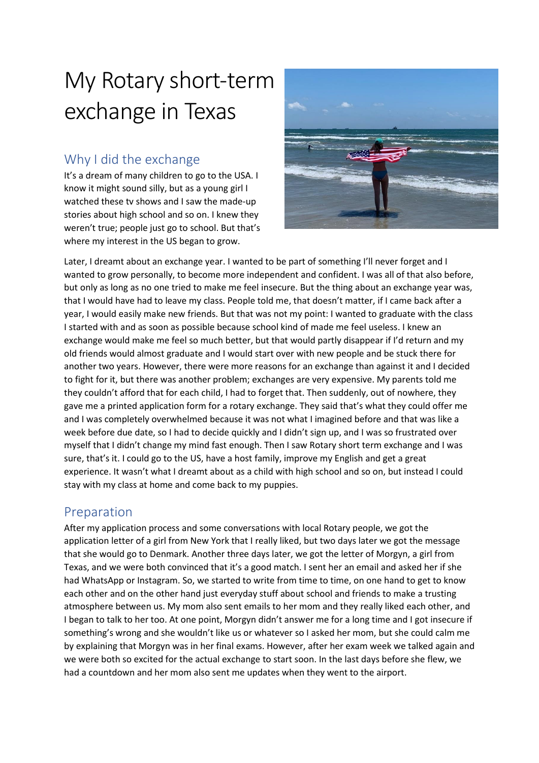# My Rotary short-term exchange in Texas

## Why I did the exchange

It's a dream of many children to go to the USA. I know it might sound silly, but as a young girl I watched these tv shows and I saw the made-up stories about high school and so on. I knew they weren't true; people just go to school. But that's where my interest in the US began to grow.

Later, I dreamt about an exchange year. I wanted to be part of something I'll never forget and I wanted to grow personally, to become more independent and confident. I was all of that also before, but only as long as no one tried to make me feel insecure. But the thing about an exchange year was, that I would have had to leave my class. People told me, that doesn't matter, if I came back after a year, I would easily make new friends. But that was not my point: I wanted to graduate with the class I started with and as soon as possible because school kind of made me feel useless. I knew an exchange would make me feel so much better, but that would partly disappear if I'd return and my old friends would almost graduate and I would start over with new people and be stuck there for another two years. However, there were more reasons for an exchange than against it and I decided to fight for it, but there was another problem; exchanges are very expensive. My parents told me they couldn't afford that for each child, I had to forget that. Then suddenly, out of nowhere, they gave me a printed application form for a rotary exchange. They said that's what they could offer me and I was completely overwhelmed because it was not what I imagined before and that was like a week before due date, so I had to decide quickly and I didn't sign up, and I was so frustrated over myself that I didn't change my mind fast enough. Then I saw Rotary short term exchange and I was sure, that's it. I could go to the US, have a host family, improve my English and get a great experience. It wasn't what I dreamt about as a child with high school and so on, but instead I could stay with my class at home and come back to my puppies.

## Preparation

After my application process and some conversations with local Rotary people, we got the application letter of a girl from New York that I really liked, but two days later we got the message that she would go to Denmark. Another three days later, we got the letter of Morgyn, a girl from Texas, and we were both convinced that it's a good match. I sent her an email and asked her if she had WhatsApp or Instagram. So, we started to write from time to time, on one hand to get to know each other and on the other hand just everyday stuff about school and friends to make a trusting atmosphere between us. My mom also sent emails to her mom and they really liked each other, and I began to talk to her too. At one point, Morgyn didn't answer me for a long time and I got insecure if something's wrong and she wouldn't like us or whatever so I asked her mom, but she could calm me by explaining that Morgyn was in her final exams. However, after her exam week we talked again and we were both so excited for the actual exchange to start soon. In the last days before she flew, we had a countdown and her mom also sent me updates when they went to the airport.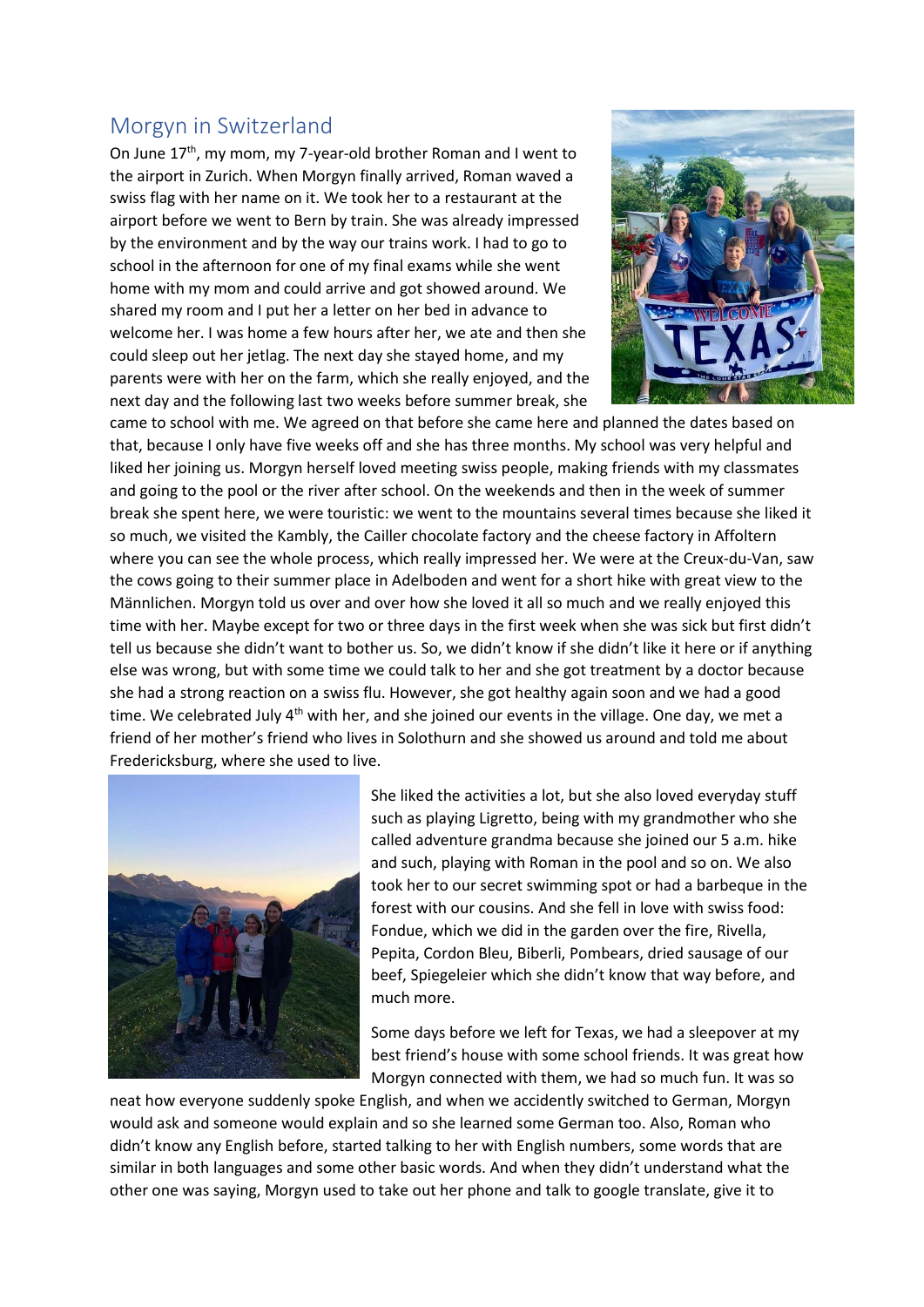## Morgyn in Switzerland

On June 17th, my mom, my 7-year-old brother Roman and I went to the airport in Zurich. When Morgyn finally arrived, Roman waved a swiss flag with her name on it. We took her to a restaurant at the airport before we went to Bern by train. She was already impressed by the environment and by the way our trains work. I had to go to school in the afternoon for one of my final exams while she went home with my mom and could arrive and got showed around. We shared my room and I put her a letter on her bed in advance to welcome her. I was home a few hours after her, we ate and then she could sleep out her jetlag. The next day she stayed home, and my parents were with her on the farm, which she really enjoyed, and the next day and the following last two weeks before summer break, she came to school with me. We agreed on that before she came here and planned the dates based on that, because I only have five weeks off and she has three months. My school was very helpful and liked her joining us. Morgyn herself loved meeting swiss people, making friends with my classmates and going to the pool or the river after school. On the weekends and then in the week of summer break she spent here, we were touristic: we went to the mountains several times because she liked it so much, we visited the Kambly, the Cailler chocolate factory and the cheese factory in Affoltern where you can see the whole process, which really impressed her. We were at the Creux-du-Van, saw the cows going to their summer place in Adelboden and went for a short hike with great view to the Männlichen. Morgyn told us over and over how she loved it all so much and we really enjoyed this time with her. Maybe except for two or three days in the first week when she was sick but first didn't tell us because she didn't want to bother us. So, we didn't know if she didn't like it here or if anything else was wrong, but with some time we could talk to her and she got treatment by a doctor because she had a strong reaction on a swiss flu. However, she got healthy again soon and we had a good time. We celebrated July 4th with her, and she joined our events in the village. One day, we met a friend of her mother's friend who lives in Solothurn and she showed us around and told me about Fredericksburg, where she used to live.

She liked the activities a lot, but she also loved everyday stuff such as playing Ligretto, being with my grandmother who she called adventure grandma because she joined our 5 a.m. hike and such, playing with Roman in the pool and so on. We also took her to our secret swimming spot or had a barbeque in the forest with our cousins. And she fell in love with swiss food: Fondue, which we did in the garden over the fire, Rivella, Pepita, Cordon Bleu, Biberli, Pombears, dried sausage of our beef, Spiegeleier which she didn't know that way before, and much more.

Some days before we left for Texas, we had a sleepover at my best friend's house with some school friends. It was great how Morgyn connected with them, we had so much fun. It was so neat how everyone suddenly spoke English, and when we accidently switched to German, Morgyn would ask and someone would explain and so she learned some German too. Also, Roman who didn't know any English before, started talking to her with English numbers, some words that are similar in both languages and some other basic words. And when they didn't understand what the other one was saying, Morgyn used to take out her phone and talk to google translate, give it to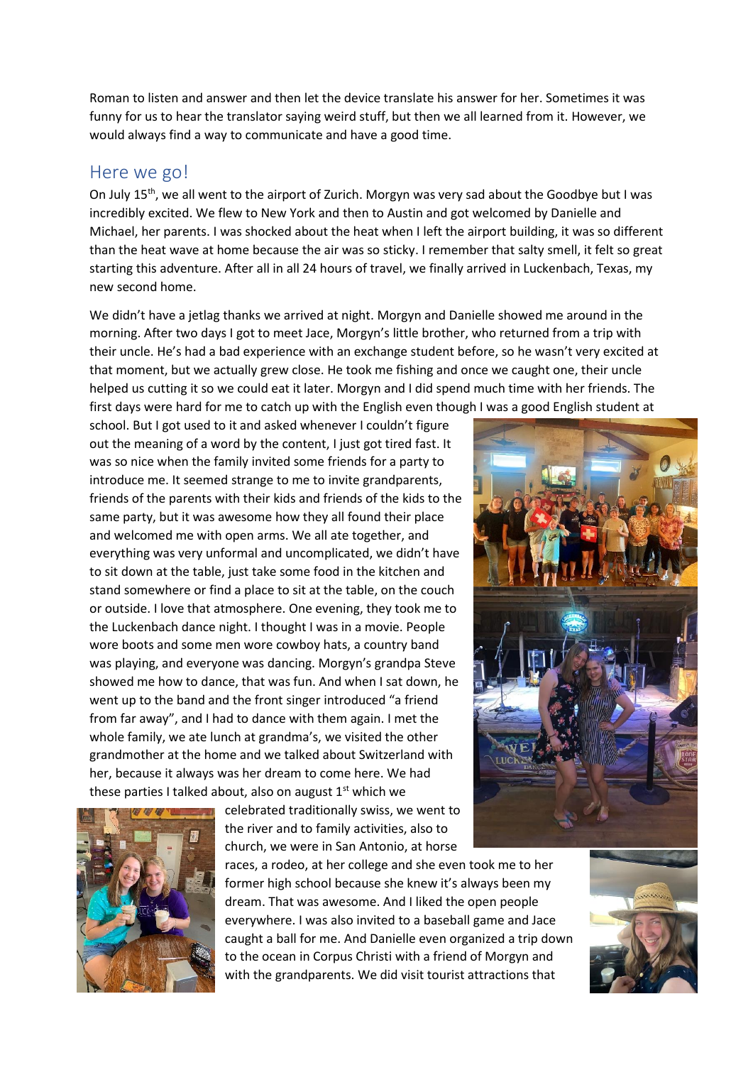Roman to listen and answer and then let the device translate his answer for her. Sometimes it was funny for us to hear the translator saying weird stuff, but then we all learned from it. However, we would always find a way to communicate and have a good time.

## Here we go!

On July 15th, we all went to the airport of Zurich. Morgyn was very sad about the Goodbye but I was incredibly excited. We flew to New York and then to Austin and got welcomed by Danielle and Michael, her parents. I was shocked about the heat when I left the airport building, it was so different than the heat wave at home because the air was so sticky. I remember that salty smell, it felt so great starting this adventure. After all in all 24 hours of travel, we finally arrived in Luckenbach, Texas, my new second home.

We didn't have a jetlag thanks we arrived at night. Morgyn and Danielle showed me around in the morning. After two days I got to meet Jace, Morgyn's little brother, who returned from a trip with their uncle. He's had a bad experience with an exchange student before, so he wasn't very excited at that moment, but we actually grew close. He took me fishing and once we caught one, their uncle helped us cutting it so we could eat it later. Morgyn and I did spend much time with her friends. The first days were hard for me to catch up with the English even though I was a good English student at school. But I got used to it and asked whenever I couldn't figure out the meaning of a word by the content, I just got tired fast. It was so nice when the family invited some friends for a party to introduce me. It seemed strange to me to invite grandparents, friends of the parents with their kids and friends of the kids to the same party, but it was awesome how they all found their place and welcomed me with open arms. We all ate together, and everything was very unformal and uncomplicated, we didn't have to sit down at the table, just take some food in the kitchen and stand somewhere or find a place to sit at the table, on the couch or outside. I love that atmosphere. One evening, they took me to the Luckenbach dance night. I thought I was in a movie. People wore boots and some men wore cowboy hats, a country band was playing, and everyone was dancing. Morgyn's grandpa Steve showed me how to dance, that was fun. And when I sat down, he went up to the band and the front singer introduced "a friend from far away", and I had to dance with them again. I met the whole family, we ate lunch at grandma's, we visited the other grandmother at the home and we talked about Switzerland with her, because it always was her dream to come here. We had these parties I talked about, also on august 1st which we celebrated traditionally swiss, we went to the river and to family activities, also to church, we were in San Antonio, at horse races, a rodeo, at her college and she even took me to her former high school because she knew it's always been my dream. That was awesome. And I liked the open people everywhere. I was also invited to a baseball game and Jace caught a ball for me. And Danielle even organized a trip down to the ocean in Corpus Christi with a friend of Morgyn and with the grandparents. We did visit tourist attractions that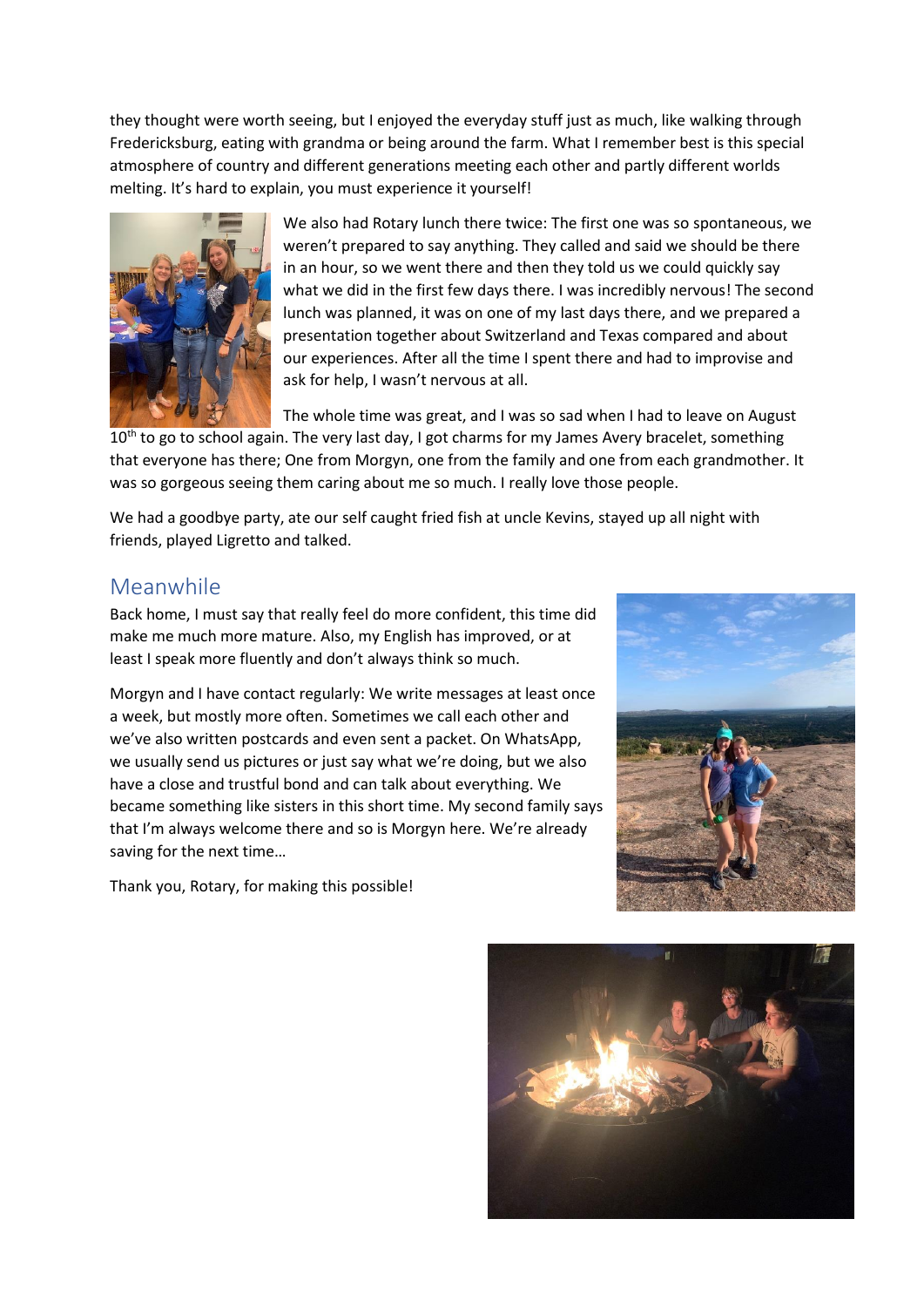they thought were worth seeing, but I enjoyed the everyday stuff just as much, like walking through Fredericksburg, eating with grandma or being around the farm. What I remember best is this special atmosphere of country and different generations meeting each other and partly different worlds melting. It's hard to explain, you must experience it yourself!

We also had Rotary lunch there twice: The first one was so spontaneous, we weren't prepared to say anything. They called and said we should be there in an hour, so we went there and then they told us we could quickly say what we did in the first few days there. I was incredibly nervous! The second lunch was planned, it was on one of my last days there, and we prepared a presentation together about Switzerland and Texas compared and about our experiences. After all the time I spent there and had to improvise and ask for help, I wasn't nervous at all.

The whole time was great, and I was so sad when I had to leave on August 10th to go to school again. The very last day, I got charms for my James Avery bracelet, something that everyone has there; One from Morgyn, one from the family and one from each grandmother. It was so gorgeous seeing them caring about me so much. I really love those people.

We had a goodbye party, ate our self caught fried fish at uncle Kevins, stayed up all night with friends, played Ligretto and talked.

## Meanwhile

Back home, I must say that really feel do more confident, this time did make me much more mature. Also, my English has improved, or at least I speak more fluently and don't always think so much.

Morgyn and I have contact regularly: We write messages at least once a week, but mostly more often. Sometimes we call each other and we've also written postcards and even sent a packet. On WhatsApp, we usually send us pictures or just say what we're doing, but we also have a close and trustful bond and can talk about everything. We became something like sisters in this short time. My second family says that I'm always welcome there and so is Morgyn here. We're already saving for the next time…

Thank you, Rotary, for making this possible!